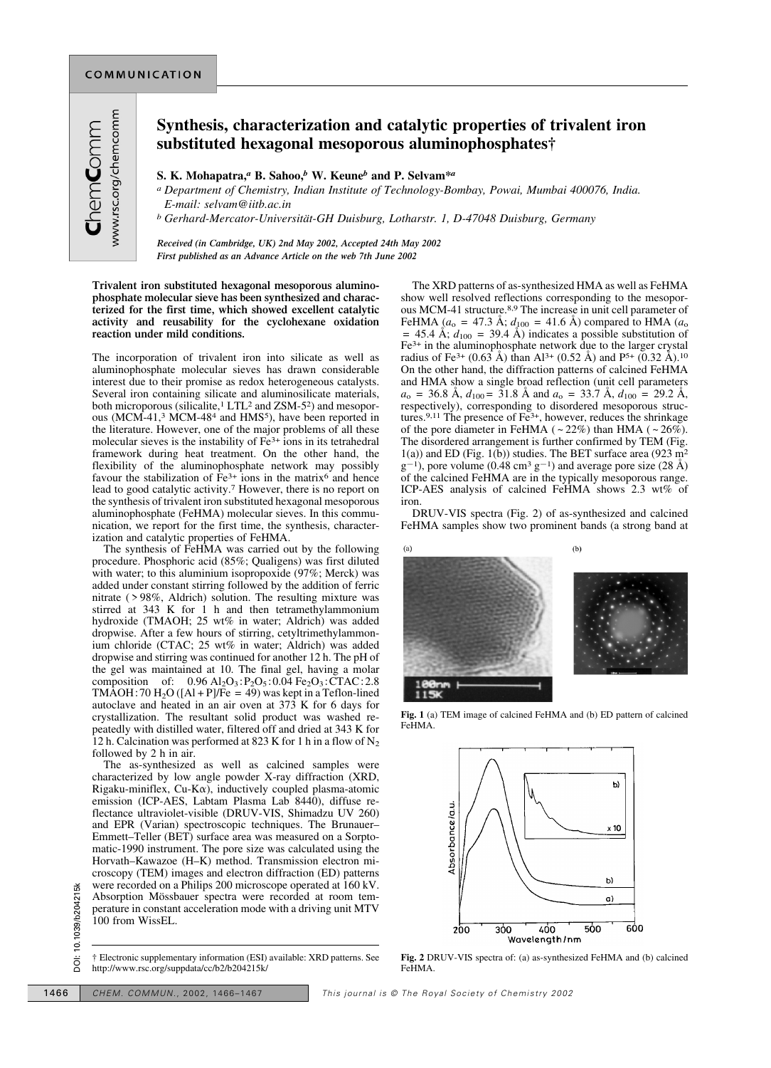# Synthesis, characterization and catalytic properties of trivalent iron substituted hexagonal mesoporous aluminophosphates†

**S. K. Mohapatra,[a] B. Sahoo,[b] W. Keune[b] and P. Selvam*[a]**

[a] *Department of Chemistry, Indian Institute of Technology-Bombay, Powai, Mumbai 400076, India. E-mail: selvam@iitb.ac.in*

[b] *Gerhard-Mercator-Universität-GH Duisburg, Lotharstr. 1, D-47048 Duisburg, Germany*

*Received (in Cambridge, UK) 2nd May 2002, Accepted 24th May 2002*
*First published as an Advance Article on the web 7th June 2002*

**Trivalent iron substituted hexagonal mesoporous aluminophosphate molecular sieve has been synthesized and characterized for the first time, which showed excellent catalytic activity and reusability for the cyclohexane oxidation reaction under mild conditions.**

The incorporation of trivalent iron into silicate as well as aluminophosphate molecular sieves has drawn considerable interest due to their promise as redox heterogeneous catalysts. Several iron containing silicate and aluminosilicate materials, both microporous (silicalite,[1] LTL[2] and ZSM-5[2]) and mesoporous (MCM-41,[3] MCM-48[4] and HMS[5]), have been reported in the literature. However, one of the major problems of all these molecular sieves is the instability of $Fe^{3+}$ ions in its tetrahedral framework during heat treatment. On the other hand, the flexibility of the aluminophosphate network may possibly favour the stabilization of $Fe^{3+}$ ions in the matrix[6] and hence lead to good catalytic activity.[7] However, there is no report on the synthesis of trivalent iron substituted hexagonal mesoporous aluminophosphate (FeHMA) molecular sieves. In this communication, we report for the first time, the synthesis, characterization and catalytic properties of FeHMA.

The synthesis of FeHMA was carried out by the following procedure. Phosphoric acid (85%; Qualigens) was first diluted with water; to this aluminium isopropoxide (97%; Merck) was added under constant stirring followed by the addition of ferric nitrate (> 98%, Aldrich) solution. The resulting mixture was stirred at 343 K for 1 h and then tetramethylammonium hydroxide (TMAOH; 25 wt% in water; Aldrich) was added dropwise. After a few hours of stirring, cetyltrimethylammonium chloride (CTAC; 25 wt% in water; Aldrich) was added dropwise and stirring was continued for another 12 h. The pH of the gel was maintained at 10. The final gel, having a molar composition of: 0.96 $Al_2O_3$ : $P_2O_5$ : 0.04 $Fe_2O_3$ : CTAC : 2.8 TMAOH : 70 $H_2O$ ([Al + P]/Fe = 49) was kept in a Teflon-lined autoclave and heated in an air oven at 373 K for 6 days for crystallization. The resultant solid product was washed repeatedly with distilled water, filtered off and dried at 343 K for 12 h. Calcination was performed at 823 K for 1 h in a flow of $N_2$ followed by 2 h in air.

The as-synthesized as well as calcined samples were characterized by low angle powder X-ray diffraction (XRD, Rigaku-miniflex, Cu-Kα), inductively coupled plasma-atomic emission (ICP-AES, Labtam Plasma Lab 8440), diffuse reflectance ultraviolet-visible (DRUV-VIS, Shimadzu UV 260) and EPR (Varian) spectroscopic techniques. The Brunauer–Emmett–Teller (BET) surface area was measured on a Sorptomatic-1990 instrument. The pore size was calculated using the Horvath–Kawazoe (H–K) method. Transmission electron microscopy (TEM) images and electron diffraction (ED) patterns were recorded on a Philips 200 microscope operated at 160 kV. Absorption Mössbauer spectra were recorded at room temperature in constant acceleration mode with a driving unit MTV 100 from WissEL.

The XRD patterns of as-synthesized HMA as well as FeHMA show well resolved reflections corresponding to the mesoporous MCM-41 structure.[8,9] The increase in unit cell parameter of FeHMA ($a_o$ = 47.3 Å; $d_{100}$ = 41.6 Å) compared to HMA ($a_o$ = 45.4 Å; $d_{100}$ = 39.4 Å) indicates a possible substitution of $Fe^{3+}$ in the aluminophosphate network due to the larger crystal radius of $Fe^{3+}$ (0.63 Å) than $Al^{3+}$ (0.52 Å) and $P^{5+}$ (0.32 Å).[10] On the other hand, the diffraction patterns of calcined FeHMA and HMA show a single broad reflection (unit cell parameters $a_o$ = 36.8 Å, $d_{100}$ = 31.8 Å and $a_o$ = 33.7 Å, $d_{100}$ = 29.2 Å, respectively), corresponding to disordered mesoporous structures.[9,11] The presence of $Fe^{3+}$, however, reduces the shrinkage of the pore diameter in FeHMA (~22%) than HMA (~26%). The disordered arrangement is further confirmed by TEM (Fig. 1(a)) and ED (Fig. 1(b)) studies. The BET surface area (923 $m^2$ $g^{-1}$), pore volume (0.48 $cm^3$ $g^{-1}$) and average pore size (28 Å) of the calcined FeHMA are in the typically mesoporous range. ICP-AES analysis of calcined FeHMA shows 2.3 wt% of iron.

DRUV-VIS spectra (Fig. 2) of as-synthesized and calcined FeHMA samples show two prominent bands (a strong band at

**Fig. 1** (a) TEM image of calcined FeHMA and (b) ED pattern of calcined FeHMA.

**Fig. 2** DRUV-VIS spectra of: (a) as-synthesized FeHMA and (b) calcined FeHMA.

† Electronic supplementary information (ESI) available: XRD patterns. See http://www.rsc.org/suppdata/cc/b2/b204215k/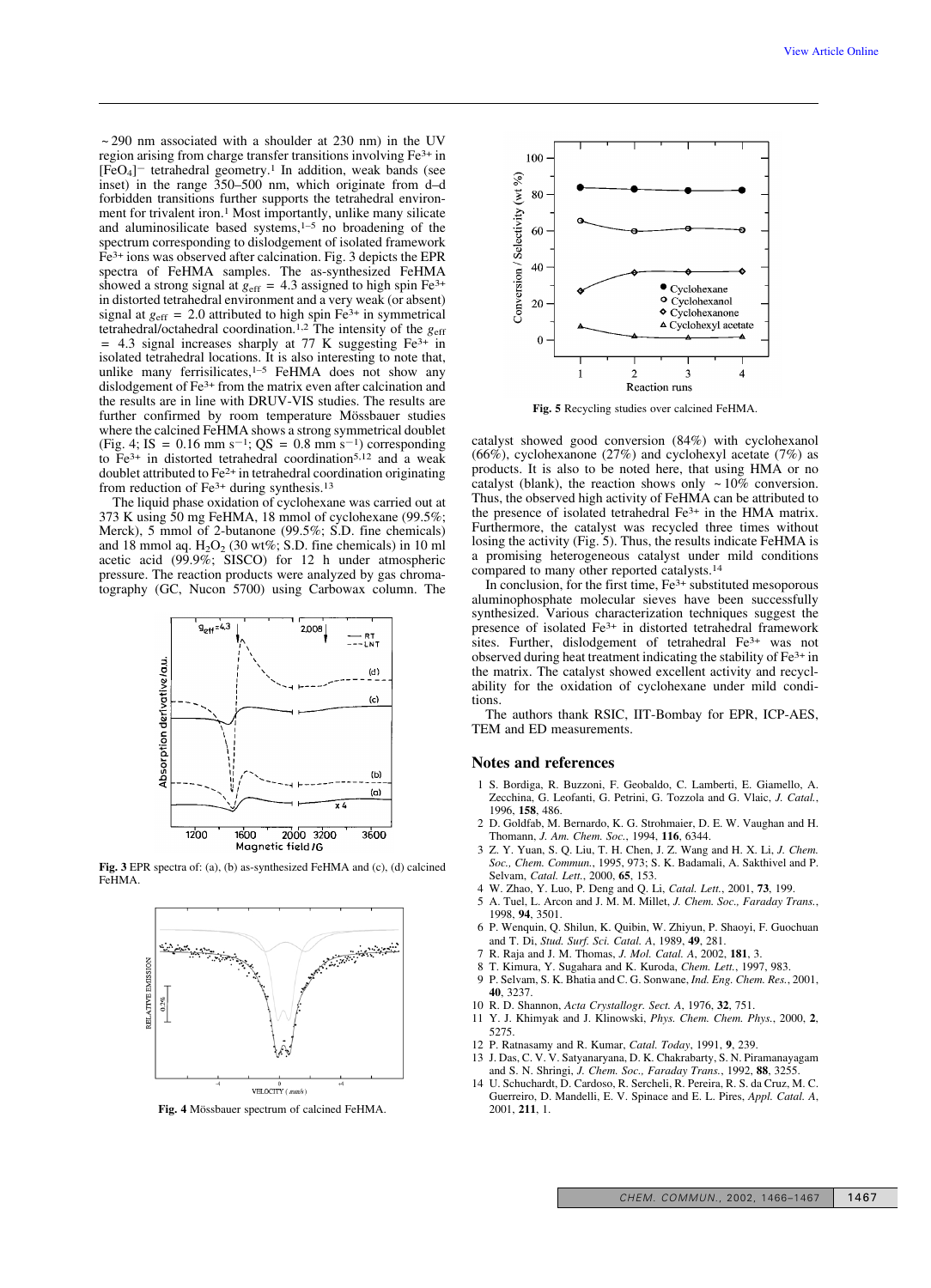~290 nm associated with a shoulder at 230 nm) in the UV region arising from charge transfer transitions involving $Fe^{3+}$ in $[FeO_4]^-$ tetrahedral geometry.[1] In addition, weak bands (see inset) in the range 350–500 nm, which originate from d–d forbidden transitions further supports the tetrahedral environment for trivalent iron.[1] Most importantly, unlike many silicate and aluminosilicate based systems,[1–5] no broadening of the spectrum corresponding to dislodgement of isolated framework $Fe^{3+}$ ions was observed after calcination. Fig. 3 depicts the EPR spectra of FeHMA samples. The as-synthesized FeHMA showed a strong signal at $g_{eff}$ = 4.3 assigned to high spin $Fe^{3+}$ in distorted tetrahedral environment and a very weak (or absent) signal at $g_{eff}$ = 2.0 attributed to high spin $Fe^{3+}$ in symmetrical tetrahedral/octahedral coordination.[1,2] The intensity of the $g_{eff}$ = 4.3 signal increases sharply at 77 K suggesting $Fe^{3+}$ in isolated tetrahedral locations. It is also interesting to note that, unlike many ferrisilicates,[1–5] FeHMA does not show any dislodgement of $Fe^{3+}$ from the matrix even after calcination and the results are in line with DRUV-VIS studies. The results are further confirmed by room temperature Mössbauer studies where the calcined FeHMA shows a strong symmetrical doublet (Fig. 4; IS = 0.16 mm $s^{-1}$; QS = 0.8 mm $s^{-1}$) corresponding to $Fe^{3+}$ in distorted tetrahedral coordination[5,12] and a weak doublet attributed to $Fe^{2+}$ in tetrahedral coordination originating from reduction of $Fe^{3+}$ during synthesis.[13]

The liquid phase oxidation of cyclohexane was carried out at 373 K using 50 mg FeHMA, 18 mmol of cyclohexane (99.5%; Merck), 5 mmol of 2-butanone (99.5%; S.D. fine chemicals) and 18 mmol aq. $H_2O_2$ (30 wt%; S.D. fine chemicals) in 10 ml acetic acid (99.9%; SISCO) for 12 h under atmospheric pressure. The reaction products were analyzed by gas chromatography (GC, Nucon 5700) using Carbowax column. The catalyst showed good conversion (84%) with cyclohexanol (66%), cyclohexanone (27%) and cyclohexyl acetate (7%) as products. It is also to be noted here, that using HMA or no catalyst (blank), the reaction shows only ~10% conversion. Thus, the observed high activity of FeHMA can be attributed to the presence of isolated tetrahedral $Fe^{3+}$ in the HMA matrix. Furthermore, the catalyst was recycled three times without losing the activity (Fig. 5). Thus, the results indicate FeHMA is a promising heterogeneous catalyst under mild conditions compared to many other reported catalysts.[14]

$g_{eff}$=4.3
2.008
RT
LNT
(d)
(c)
(b)
(a)
x 4
Absorption derivative/a.u.
1200 1600 2000 3200 3600
Magnetic field/G

**Fig. 3** EPR spectra of: (a), (b) as-synthesized FeHMA and (c), (d) calcined FeHMA.

RELATIVE EMISSION
0.2%
-4 0 +4
VELOCITY (mm/s)

**Fig. 4** Mössbauer spectrum of calcined FeHMA.

Conversion / Selectivity (wt %)
100
80
60
40
20
0
1 2 3 4
Reaction runs
● Cyclohexane
○ Cyclohexanol
◇ Cyclohexanone
△ Cyclohexyl acetate

**Fig. 5** Recycling studies over calcined FeHMA.

In conclusion, for the first time, $Fe^{3+}$ substituted mesoporous aluminophosphate molecular sieves have been successfully synthesized. Various characterization techniques suggest the presence of isolated $Fe^{3+}$ in distorted tetrahedral framework sites. Further, dislodgement of tetrahedral $Fe^{3+}$ was not observed during heat treatment indicating the stability of $Fe^{3+}$ in the matrix. The catalyst showed excellent activity and recyclability for the oxidation of cyclohexane under mild conditions.

The authors thank RSIC, IIT-Bombay for EPR, ICP-AES, TEM and ED measurements.

## Notes and references

1. S. Bordiga, R. Buzzoni, F. Geobaldo, C. Lamberti, E. Giamello, A. Zecchina, G. Leofanti, G. Petrini, G. Tozzola and G. Vlaic, *J. Catal.*, 1996, **158**, 486.
2. D. Goldfab, M. Bernardo, K. G. Strohmaier, D. E. W. Vaughan and H. Thomann, *J. Am. Chem. Soc.*, 1994, **116**, 6344.
3. Z. Y. Yuan, S. Q. Liu, T. H. Chen, J. Z. Wang and H. X. Li, *J. Chem. Soc., Chem. Commun.*, 1995, 973; S. K. Badamali, A. Sakthivel and P. Selvam, *Catal. Lett.*, 2000, **65**, 153.
4. W. Zhao, Y. Luo, P. Deng and Q. Li, *Catal. Lett.*, 2001, **73**, 199.
5. A. Tuel, L. Arcon and J. M. M. Millet, *J. Chem. Soc., Faraday Trans.*, 1998, **94**, 3501.
6. P. Wenquin, Q. Shilun, K. Quibin, W. Zhiyun, P. Shaoyi, F. Guochuan and T. Di, *Stud. Surf. Sci. Catal. A*, 1989, **49**, 281.
7. R. Raja and J. M. Thomas, *J. Mol. Catal. A*, 2002, **181**, 3.
8. T. Kimura, Y. Sugahara and K. Kuroda, *Chem. Lett.*, 1997, 983.
9. P. Selvam, S. K. Bhatia and C. G. Sonwane, *Ind. Eng. Chem. Res.*, 2001, **40**, 3237.
10. R. D. Shannon, *Acta Crystallogr. Sect. A*, 1976, **32**, 751.
11. Y. J. Khimyak and J. Klinowski, *Phys. Chem. Chem. Phys.*, 2000, **2**, 5275.
12. P. Ratnasamy and R. Kumar, *Catal. Today*, 1991, **9**, 239.
13. J. Das, C. V. V. Satyanaryana, D. K. Chakrabarty, S. N. Piramanayagam and S. N. Shringi, *J. Chem. Soc., Faraday Trans.*, 1992, **88**, 3255.
14. U. Schuchardt, D. Cardoso, R. Sercheli, R. Pereira, R. S. da Cruz, M. C. Guerreiro, D. Mandelli, E. V. Spinace and E. L. Pires, *Appl. Catal. A*, 2001, **211**, 1.